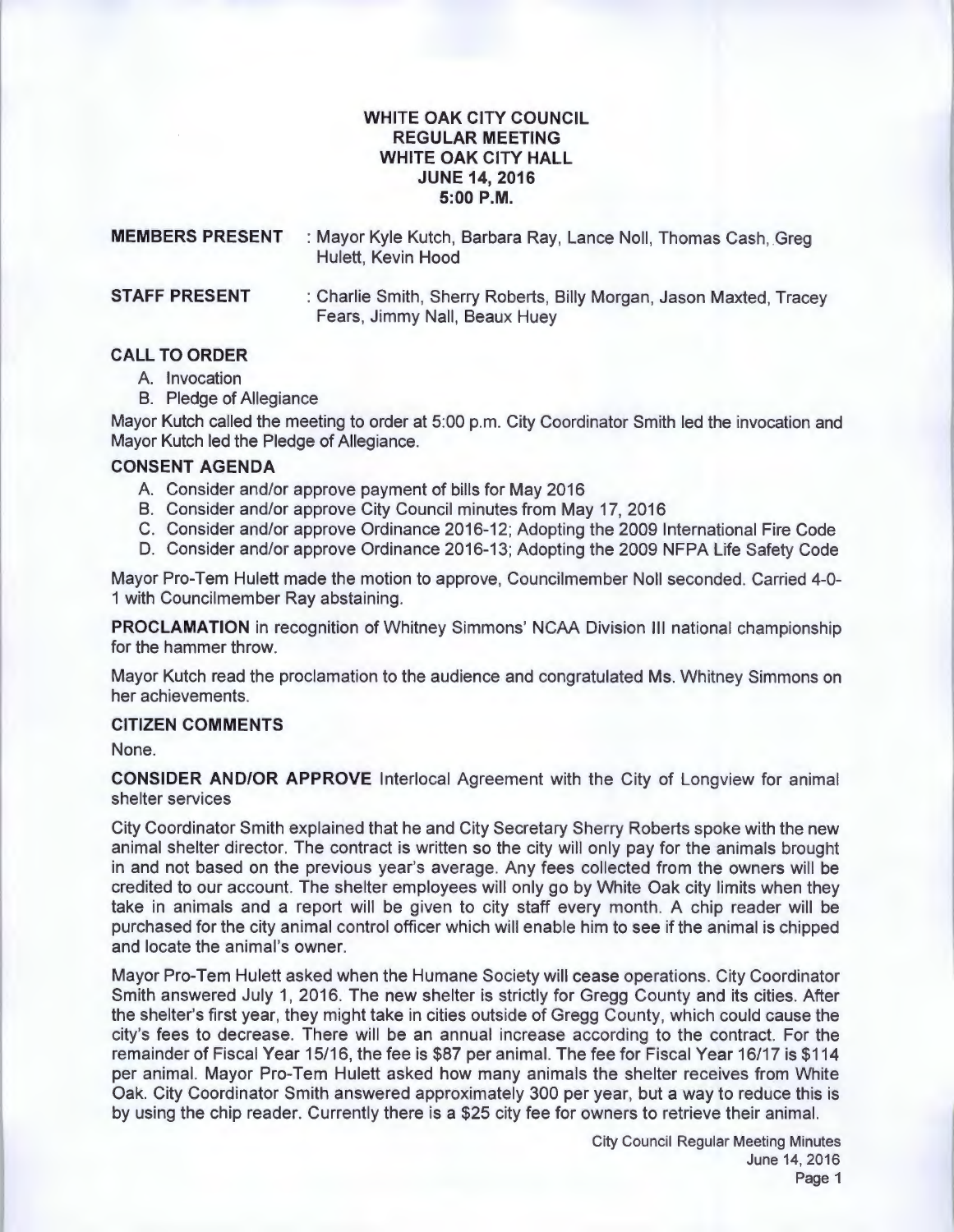# WHITE OAK CITY COUNCIL
# REGULAR MEETING
# WHITE OAK CITY HALL
# JUNE 14, 2016
# 5:00 P.M.

**MEMBERS PRESENT** : Mayor Kyle Kutch, Barbara Ray, Lance Noll, Thomas Cash, Greg Hulett, Kevin Hood

**STAFF PRESENT** : Charlie Smith, Sherry Roberts, Billy Morgan, Jason Maxted, Tracey Fears, Jimmy Nall, Beaux Huey

**CALL TO ORDER**

A. Invocation
B. Pledge of Allegiance

Mayor Kutch called the meeting to order at 5:00 p.m. City Coordinator Smith led the invocation and Mayor Kutch led the Pledge of Allegiance.

**CONSENT AGENDA**

A. Consider and/or approve payment of bills for May 2016
B. Consider and/or approve City Council minutes from May 17, 2016
C. Consider and/or approve Ordinance 2016-12; Adopting the 2009 International Fire Code
D. Consider and/or approve Ordinance 2016-13; Adopting the 2009 NFPA Life Safety Code

Mayor Pro-Tem Hulett made the motion to approve, Councilmember Noll seconded. Carried 4-0-1 with Councilmember Ray abstaining.

**PROCLAMATION** in recognition of Whitney Simmons' NCAA Division III national championship for the hammer throw.

Mayor Kutch read the proclamation to the audience and congratulated Ms. Whitney Simmons on her achievements.

**CITIZEN COMMENTS**

None.

**CONSIDER AND/OR APPROVE** Interlocal Agreement with the City of Longview for animal shelter services

City Coordinator Smith explained that he and City Secretary Sherry Roberts spoke with the new animal shelter director. The contract is written so the city will only pay for the animals brought in and not based on the previous year's average. Any fees collected from the owners will be credited to our account. The shelter employees will only go by White Oak city limits when they take in animals and a report will be given to city staff every month. A chip reader will be purchased for the city animal control officer which will enable him to see if the animal is chipped and locate the animal's owner.

Mayor Pro-Tem Hulett asked when the Humane Society will cease operations. City Coordinator Smith answered July 1, 2016. The new shelter is strictly for Gregg County and its cities. After the shelter's first year, they might take in cities outside of Gregg County, which could cause the city's fees to decrease. There will be an annual increase according to the contract. For the remainder of Fiscal Year 15/16, the fee is $87 per animal. The fee for Fiscal Year 16/17 is $114 per animal. Mayor Pro-Tem Hulett asked how many animals the shelter receives from White Oak. City Coordinator Smith answered approximately 300 per year, but a way to reduce this is by using the chip reader. Currently there is a $25 city fee for owners to retrieve their animal.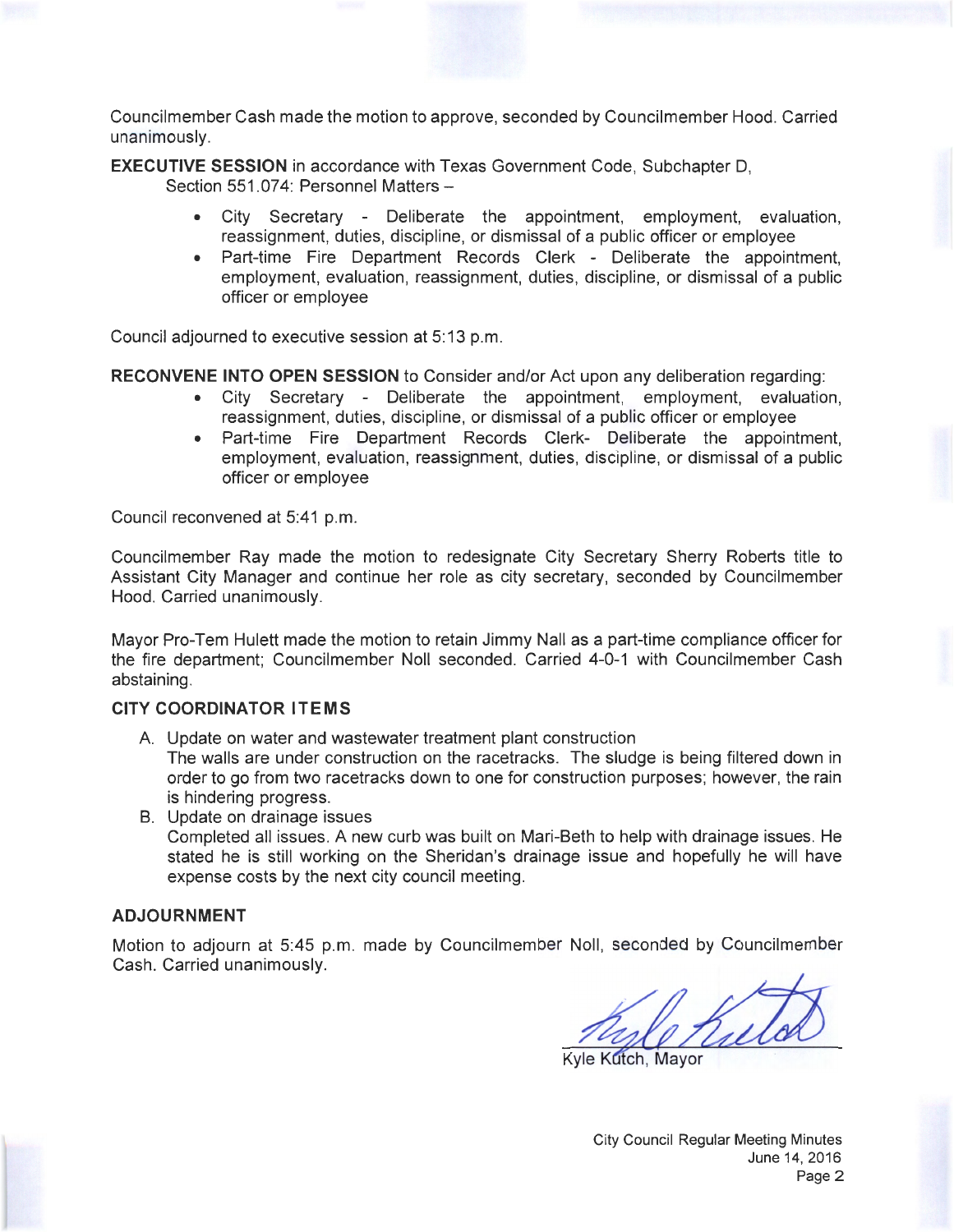Councilmember Cash made the motion to approve, seconded by Councilmember Hood. Carried unanimously.

**EXECUTIVE SESSION** in accordance with Texas Government Code, Subchapter D, Section 551.074: Personnel Matters –

- City Secretary - Deliberate the appointment, employment, evaluation, reassignment, duties, discipline, or dismissal of a public officer or employee
- Part-time Fire Department Records Clerk - Deliberate the appointment, employment, evaluation, reassignment, duties, discipline, or dismissal of a public officer or employee

Council adjourned to executive session at 5:13 p.m.

**RECONVENE INTO OPEN SESSION** to Consider and/or Act upon any deliberation regarding:

- City Secretary - Deliberate the appointment, employment, evaluation, reassignment, duties, discipline, or dismissal of a public officer or employee
- Part-time Fire Department Records Clerk- Deliberate the appointment, employment, evaluation, reassignment, duties, discipline, or dismissal of a public officer or employee

Council reconvened at 5:41 p.m.

Councilmember Ray made the motion to redesignate City Secretary Sherry Roberts title to Assistant City Manager and continue her role as city secretary, seconded by Councilmember Hood. Carried unanimously.

Mayor Pro-Tem Hulett made the motion to retain Jimmy Nall as a part-time compliance officer for the fire department; Councilmember Noll seconded. Carried 4-0-1 with Councilmember Cash abstaining.

## CITY COORDINATOR ITEMS

A. Update on water and wastewater treatment plant construction
   The walls are under construction on the racetracks. The sludge is being filtered down in order to go from two racetracks down to one for construction purposes; however, the rain is hindering progress.
B. Update on drainage issues
   Completed all issues. A new curb was built on Mari-Beth to help with drainage issues. He stated he is still working on the Sheridan's drainage issue and hopefully he will have expense costs by the next city council meeting.

## ADJOURNMENT

Motion to adjourn at 5:45 p.m. made by Councilmember Noll, seconded by Councilmember Cash. Carried unanimously.

Kyle Kutch, Mayor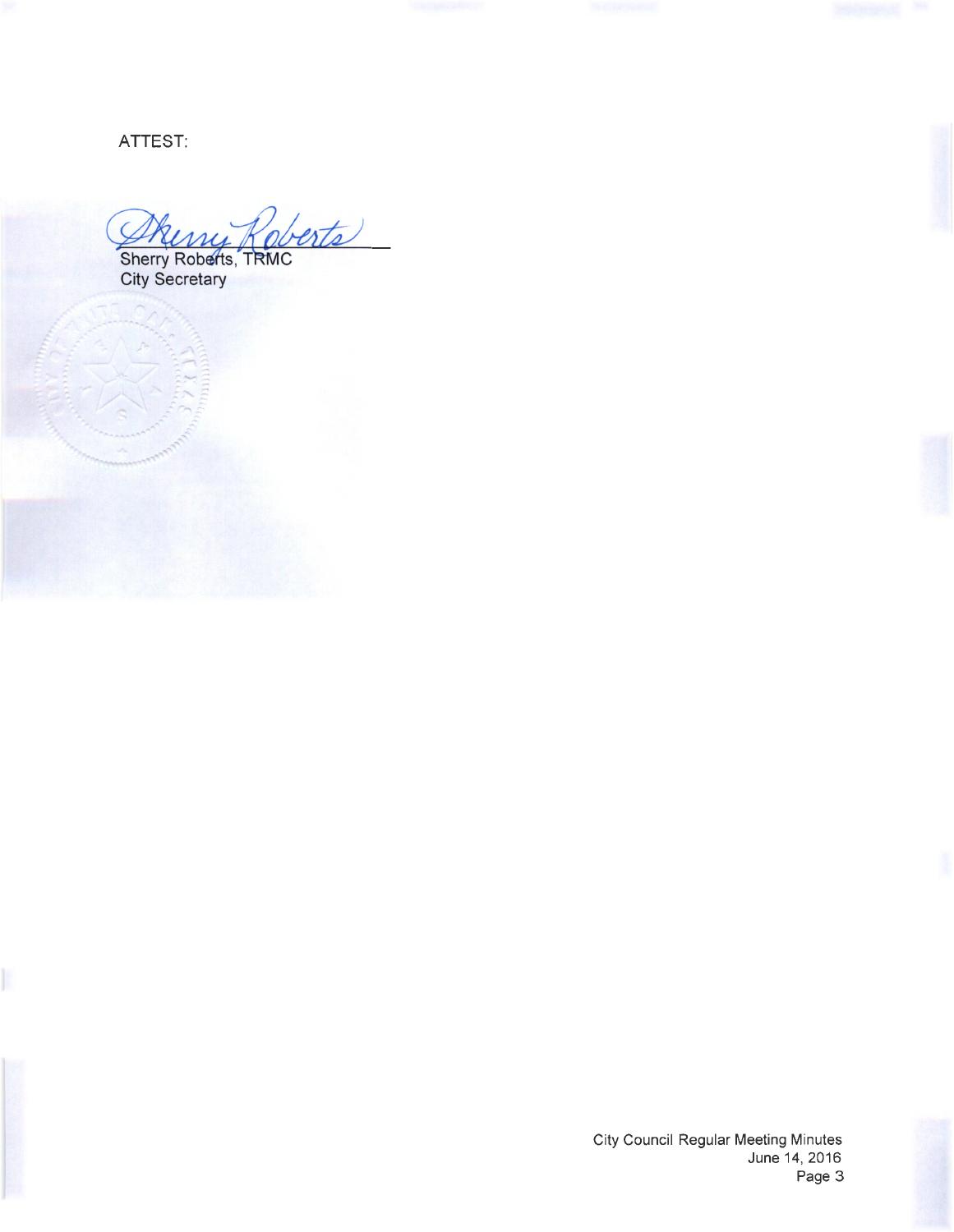ATTEST:

Sherry Roberts, TRMC
City Secretary